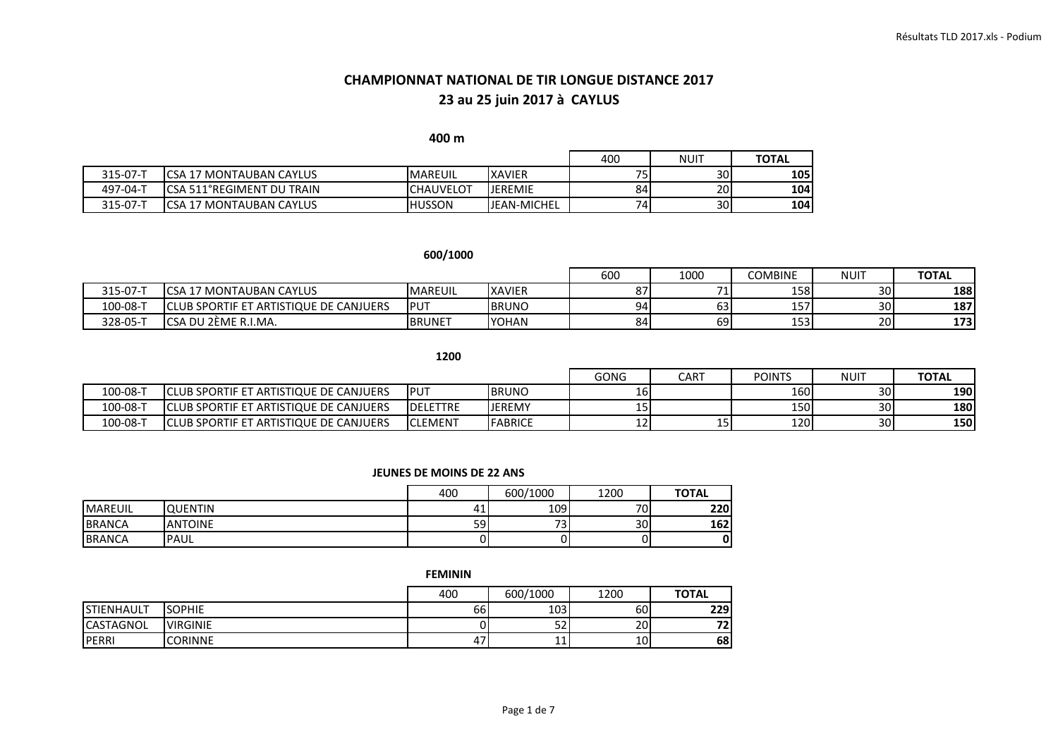# CHAMPIONNAT NATIONAL DE TIR LONGUE DISTANCE 2017

## 23 au 25 juin 2017 à CAYLUS

### 400 m

| | | | | 400 | NUIT | TOTAL |
|---|---|---|---|---|---|---|
| 315-07-T | CSA 17 MONTAUBAN CAYLUS | MAREUIL | XAVIER | 75 | 30 | **105** |
| 497-04-T | CSA 511°REGIMENT DU TRAIN | CHAUVELOT | JEREMIE | 84 | 20 | **104** |
| 315-07-T | CSA 17 MONTAUBAN CAYLUS | HUSSON | JEAN-MICHEL | 74 | 30 | **104** |

### 600/1000

| | | | | 600 | 1000 | COMBINE | NUIT | TOTAL |
|---|---|---|---|---|---|---|---|---|
| 315-07-T | CSA 17 MONTAUBAN CAYLUS | MAREUIL | XAVIER | 87 | 71 | 158 | 30 | **188** |
| 100-08-T | CLUB SPORTIF ET ARTISTIQUE DE CANJUERS | PUT | BRUNO | 94 | 63 | 157 | 30 | **187** |
| 328-05-T | CSA DU 2ÈME R.I.MA. | BRUNET | YOHAN | 84 | 69 | 153 | 20 | **173** |

### 1200

| | | | | GONG | CART | POINTS | NUIT | TOTAL |
|---|---|---|---|---|---|---|---|---|
| 100-08-T | CLUB SPORTIF ET ARTISTIQUE DE CANJUERS | PUT | BRUNO | 16 | | 160 | 30 | **190** |
| 100-08-T | CLUB SPORTIF ET ARTISTIQUE DE CANJUERS | DELETTRE | JEREMY | 15 | | 150 | 30 | **180** |
| 100-08-T | CLUB SPORTIF ET ARTISTIQUE DE CANJUERS | CLEMENT | FABRICE | 12 | 15 | 120 | 30 | **150** |

### JEUNES DE MOINS DE 22 ANS

| | | 400 | 600/1000 | 1200 | TOTAL |
|---|---|---|---|---|---|
| MAREUIL | QUENTIN | 41 | 109 | 70 | **220** |
| BRANCA | ANTOINE | 59 | 73 | 30 | **162** |
| BRANCA | PAUL | 0 | 0 | 0 | **0** |

### FEMININ

| | | 400 | 600/1000 | 1200 | TOTAL |
|---|---|---|---|---|---|
| STIENHAULT | SOPHIE | 66 | 103 | 60 | **229** |
| CASTAGNOL | VIRGINIE | 0 | 52 | 20 | **72** |
| PERRI | CORINNE | 47 | 11 | 10 | **68** |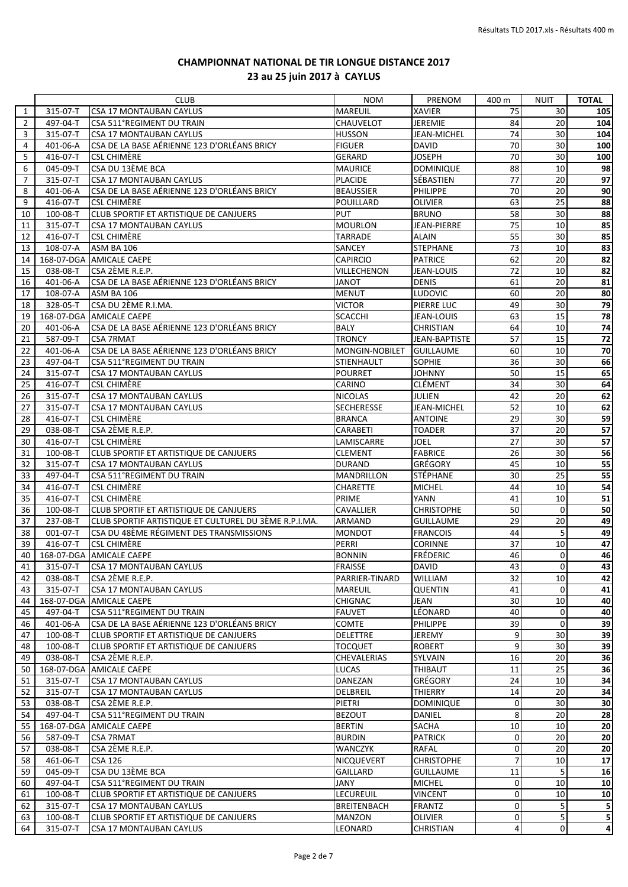# CHAMPIONNAT NATIONAL DE TIR LONGUE DISTANCE 2017

## 23 au 25 juin 2017 à CAYLUS

| | | CLUB | NOM | PRENOM | 400 m | NUIT | TOTAL |
|---|---|---|---|---|---|---|---|
| 1 | 315-07-T | CSA 17 MONTAUBAN CAYLUS | MAREUIL | XAVIER | 75 | 30 | **105** |
| 2 | 497-04-T | CSA 511°REGIMENT DU TRAIN | CHAUVELOT | JEREMIE | 84 | 20 | **104** |
| 3 | 315-07-T | CSA 17 MONTAUBAN CAYLUS | HUSSON | JEAN-MICHEL | 74 | 30 | **104** |
| 4 | 401-06-A | CSA DE LA BASE AÉRIENNE 123 D'ORLÉANS BRICY | FIGUER | DAVID | 70 | 30 | **100** |
| 5 | 416-07-T | CSL CHIMÈRE | GERARD | JOSEPH | 70 | 30 | **100** |
| 6 | 045-09-T | CSA DU 13ÈME BCA | MAURICE | DOMINIQUE | 88 | 10 | **98** |
| 7 | 315-07-T | CSA 17 MONTAUBAN CAYLUS | PLACIDE | SÉBASTIEN | 77 | 20 | **97** |
| 8 | 401-06-A | CSA DE LA BASE AÉRIENNE 123 D'ORLÉANS BRICY | BEAUSSIER | PHILIPPE | 70 | 20 | **90** |
| 9 | 416-07-T | CSL CHIMÈRE | POUILLARD | OLIVIER | 63 | 25 | **88** |
| 10 | 100-08-T | CLUB SPORTIF ET ARTISTIQUE DE CANJUERS | PUT | BRUNO | 58 | 30 | **88** |
| 11 | 315-07-T | CSA 17 MONTAUBAN CAYLUS | MOURLON | JEAN-PIERRE | 75 | 10 | **85** |
| 12 | 416-07-T | CSL CHIMÈRE | TARRADE | ALAIN | 55 | 30 | **85** |
| 13 | 108-07-A | ASM BA 106 | SANCEY | STEPHANE | 73 | 10 | **83** |
| 14 | 168-07-DGA | AMICALE CAEPE | CAPIRCIO | PATRICE | 62 | 20 | **82** |
| 15 | 038-08-T | CSA 2ÈME R.E.P. | VILLECHENON | JEAN-LOUIS | 72 | 10 | **82** |
| 16 | 401-06-A | CSA DE LA BASE AÉRIENNE 123 D'ORLÉANS BRICY | JANOT | DENIS | 61 | 20 | **81** |
| 17 | 108-07-A | ASM BA 106 | MENUT | LUDOVIC | 60 | 20 | **80** |
| 18 | 328-05-T | CSA DU 2ÈME R.I.MA. | VICTOR | PIERRE LUC | 49 | 30 | **79** |
| 19 | 168-07-DGA | AMICALE CAEPE | SCACCHI | JEAN-LOUIS | 63 | 15 | **78** |
| 20 | 401-06-A | CSA DE LA BASE AÉRIENNE 123 D'ORLÉANS BRICY | BALY | CHRISTIAN | 64 | 10 | **74** |
| 21 | 587-09-T | CSA 7RMAT | TRONCY | JEAN-BAPTISTE | 57 | 15 | **72** |
| 22 | 401-06-A | CSA DE LA BASE AÉRIENNE 123 D'ORLÉANS BRICY | MONGIN-NOBILET | GUILLAUME | 60 | 10 | **70** |
| 23 | 497-04-T | CSA 511°REGIMENT DU TRAIN | STIENHAULT | SOPHIE | 36 | 30 | **66** |
| 24 | 315-07-T | CSA 17 MONTAUBAN CAYLUS | POURRET | JOHNNY | 50 | 15 | **65** |
| 25 | 416-07-T | CSL CHIMÈRE | CARINO | CLÉMENT | 34 | 30 | **64** |
| 26 | 315-07-T | CSA 17 MONTAUBAN CAYLUS | NICOLAS | JULIEN | 42 | 20 | **62** |
| 27 | 315-07-T | CSA 17 MONTAUBAN CAYLUS | SECHERESSE | JEAN-MICHEL | 52 | 10 | **62** |
| 28 | 416-07-T | CSL CHIMÈRE | BRANCA | ANTOINE | 29 | 30 | **59** |
| 29 | 038-08-T | CSA 2ÈME R.E.P. | CARABETI | TOADER | 37 | 20 | **57** |
| 30 | 416-07-T | CSL CHIMÈRE | LAMISCARRE | JOEL | 27 | 30 | **57** |
| 31 | 100-08-T | CLUB SPORTIF ET ARTISTIQUE DE CANJUERS | CLEMENT | FABRICE | 26 | 30 | **56** |
| 32 | 315-07-T | CSA 17 MONTAUBAN CAYLUS | DURAND | GRÉGORY | 45 | 10 | **55** |
| 33 | 497-04-T | CSA 511°REGIMENT DU TRAIN | MANDRILLON | STÉPHANE | 30 | 25 | **55** |
| 34 | 416-07-T | CSL CHIMÈRE | CHARETTE | MICHEL | 44 | 10 | **54** |
| 35 | 416-07-T | CSL CHIMÈRE | PRIME | YANN | 41 | 10 | **51** |
| 36 | 100-08-T | CLUB SPORTIF ET ARTISTIQUE DE CANJUERS | CAVALLIER | CHRISTOPHE | 50 | 0 | **50** |
| 37 | 237-08-T | CLUB SPORTIF ARTISTIQUE ET CULTUREL DU 3ÈME R.P.I.MA. | ARMAND | GUILLAUME | 29 | 20 | **49** |
| 38 | 001-07-T | CSA DU 48ÈME RÉGIMENT DES TRANSMISSIONS | MONDOT | FRANCOIS | 44 | 5 | **49** |
| 39 | 416-07-T | CSL CHIMÈRE | PERRI | CORINNE | 37 | 10 | **47** |
| 40 | 168-07-DGA | AMICALE CAEPE | BONNIN | FRÉDERIC | 46 | 0 | **46** |
| 41 | 315-07-T | CSA 17 MONTAUBAN CAYLUS | FRAISSE | DAVID | 43 | 0 | **43** |
| 42 | 038-08-T | CSA 2ÈME R.E.P. | PARRIER-TINARD | WILLIAM | 32 | 10 | **42** |
| 43 | 315-07-T | CSA 17 MONTAUBAN CAYLUS | MAREUIL | QUENTIN | 41 | 0 | **41** |
| 44 | 168-07-DGA | AMICALE CAEPE | CHIGNAC | JEAN | 30 | 10 | **40** |
| 45 | 497-04-T | CSA 511°REGIMENT DU TRAIN | FAUVET | LÉONARD | 40 | 0 | **40** |
| 46 | 401-06-A | CSA DE LA BASE AÉRIENNE 123 D'ORLÉANS BRICY | COMTE | PHILIPPE | 39 | 0 | **39** |
| 47 | 100-08-T | CLUB SPORTIF ET ARTISTIQUE DE CANJUERS | DELETTRE | JEREMY | 9 | 30 | **39** |
| 48 | 100-08-T | CLUB SPORTIF ET ARTISTIQUE DE CANJUERS | TOCQUET | ROBERT | 9 | 30 | **39** |
| 49 | 038-08-T | CSA 2ÈME R.E.P. | CHEVALERIAS | SYLVAIN | 16 | 20 | **36** |
| 50 | 168-07-DGA | AMICALE CAEPE | LUCAS | THIBAUT | 11 | 25 | **36** |
| 51 | 315-07-T | CSA 17 MONTAUBAN CAYLUS | DANEZAN | GRÉGORY | 24 | 10 | **34** |
| 52 | 315-07-T | CSA 17 MONTAUBAN CAYLUS | DELBREIL | THIERRY | 14 | 20 | **34** |
| 53 | 038-08-T | CSA 2ÈME R.E.P. | PIETRI | DOMINIQUE | 0 | 30 | **30** |
| 54 | 497-04-T | CSA 511°REGIMENT DU TRAIN | BEZOUT | DANIEL | 8 | 20 | **28** |
| 55 | 168-07-DGA | AMICALE CAEPE | BERTIN | SACHA | 10 | 10 | **20** |
| 56 | 587-09-T | CSA 7RMAT | BURDIN | PATRICK | 0 | 20 | **20** |
| 57 | 038-08-T | CSA 2ÈME R.E.P. | WANCZYK | RAFAL | 0 | 20 | **20** |
| 58 | 461-06-T | CSA 126 | NICQUEVERT | CHRISTOPHE | 7 | 10 | **17** |
| 59 | 045-09-T | CSA DU 13ÈME BCA | GAILLARD | GUILLAUME | 11 | 5 | **16** |
| 60 | 497-04-T | CSA 511°REGIMENT DU TRAIN | JANY | MICHEL | 0 | 10 | **10** |
| 61 | 100-08-T | CLUB SPORTIF ET ARTISTIQUE DE CANJUERS | LECUREUIL | VINCENT | 0 | 10 | **10** |
| 62 | 315-07-T | CSA 17 MONTAUBAN CAYLUS | BREITENBACH | FRANTZ | 0 | 5 | **5** |
| 63 | 100-08-T | CLUB SPORTIF ET ARTISTIQUE DE CANJUERS | MANZON | OLIVIER | 0 | 5 | **5** |
| 64 | 315-07-T | CSA 17 MONTAUBAN CAYLUS | LEONARD | CHRISTIAN | 4 | 0 | **4** |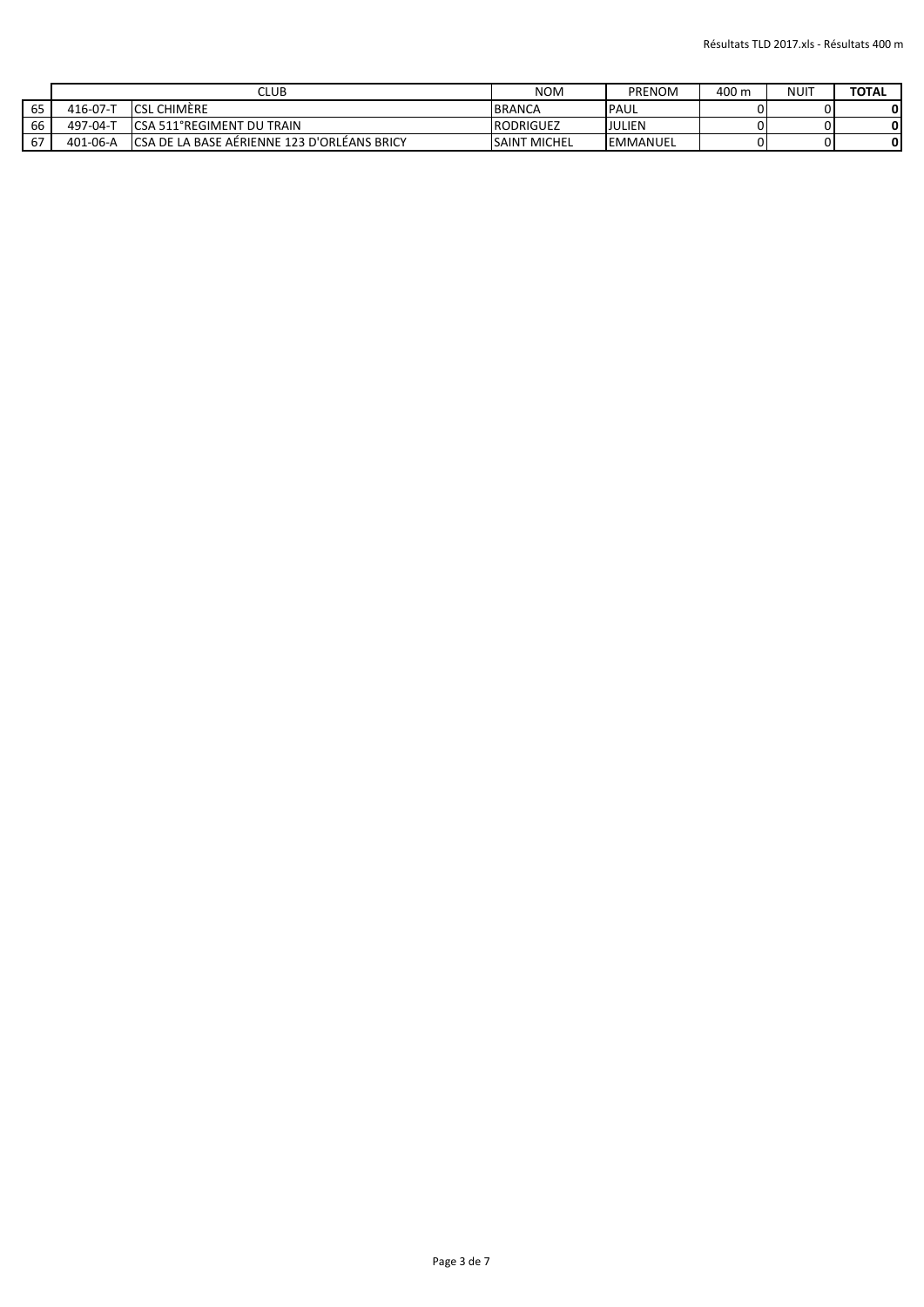|  |  | CLUB | NOM | PRENOM | 400 m | NUIT | TOTAL |
|---|---|---|---|---|---|---|---|
| 65 | 416-07-T | CSL CHIMÈRE | BRANCA | PAUL | 0 | 0 | **0** |
| 66 | 497-04-T | CSA 511°REGIMENT DU TRAIN | RODRIGUEZ | JULIEN | 0 | 0 | **0** |
| 67 | 401-06-A | CSA DE LA BASE AÉRIENNE 123 D'ORLÉANS BRICY | SAINT MICHEL | EMMANUEL | 0 | 0 | **0** |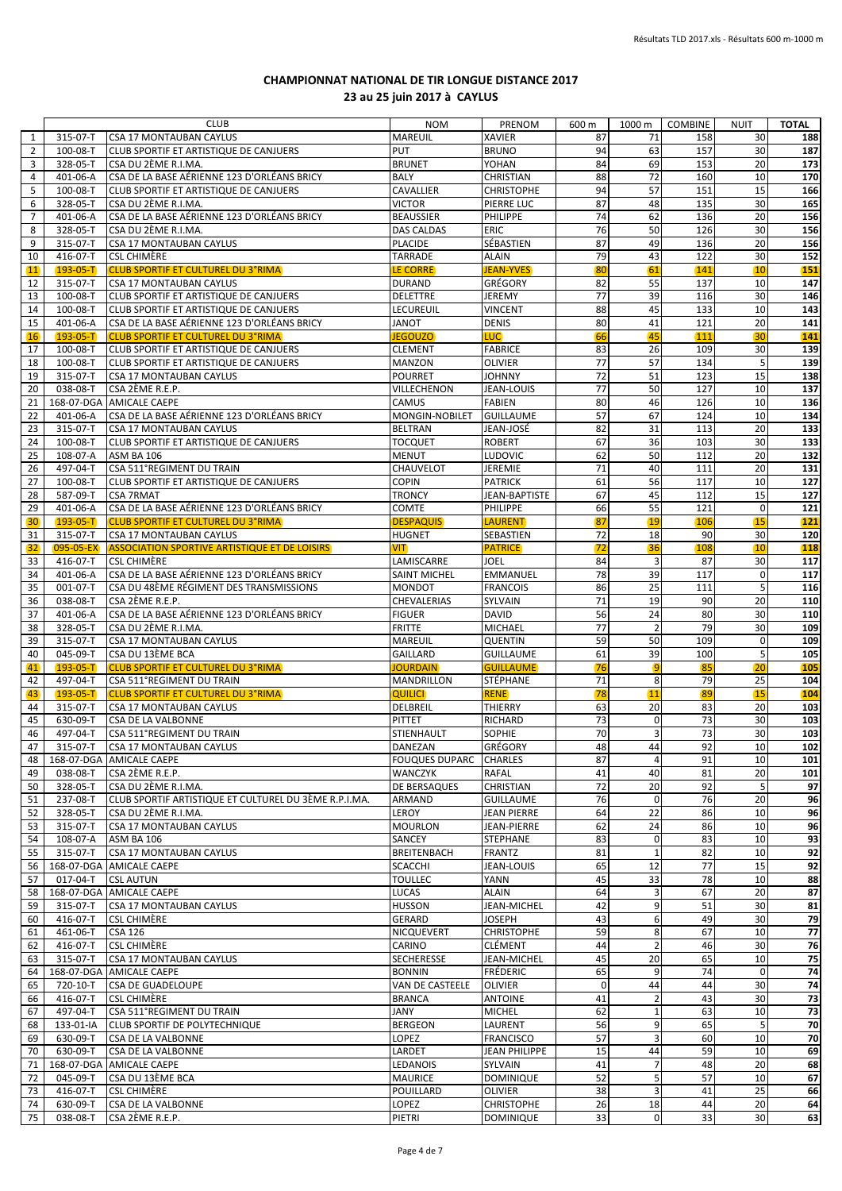# CHAMPIONNAT NATIONAL DE TIR LONGUE DISTANCE 2017

## 23 au 25 juin 2017 à CAYLUS

| | | CLUB | NOM | PRENOM | 600 m | 1000 m | COMBINE | NUIT | TOTAL |
|---|---|---|---|---|---|---|---|---|---|
| 1 | 315-07-T | CSA 17 MONTAUBAN CAYLUS | MAREUIL | XAVIER | 87 | 71 | 158 | 30 | 188 |
| 2 | 100-08-T | CLUB SPORTIF ET ARTISTIQUE DE CANJUERS | PUT | BRUNO | 94 | 63 | 157 | 30 | 187 |
| 3 | 328-05-T | CSA DU 2ÈME R.I.MA. | BRUNET | YOHAN | 84 | 69 | 153 | 20 | 173 |
| 4 | 401-06-A | CSA DE LA BASE AÉRIENNE 123 D'ORLÉANS BRICY | BALY | CHRISTIAN | 88 | 72 | 160 | 10 | 170 |
| 5 | 100-08-T | CLUB SPORTIF ET ARTISTIQUE DE CANJUERS | CAVALLIER | CHRISTOPHE | 94 | 57 | 151 | 15 | 166 |
| 6 | 328-05-T | CSA DU 2ÈME R.I.MA. | VICTOR | PIERRE LUC | 87 | 48 | 135 | 30 | 165 |
| 7 | 401-06-A | CSA DE LA BASE AÉRIENNE 123 D'ORLÉANS BRICY | BEAUSSIER | PHILIPPE | 74 | 62 | 136 | 20 | 156 |
| 8 | 328-05-T | CSA DU 2ÈME R.I.MA. | DAS CALDAS | ERIC | 76 | 50 | 126 | 30 | 156 |
| 9 | 315-07-T | CSA 17 MONTAUBAN CAYLUS | PLACIDE | SÉBASTIEN | 87 | 49 | 136 | 20 | 156 |
| 10 | 416-07-T | CSL CHIMÈRE | TARRADE | ALAIN | 79 | 43 | 122 | 30 | 152 |
| 11 | 193-05-T | CLUB SPORTIF ET CULTUREL DU 3°RIMA | LE CORRE | JEAN-YVES | 80 | 61 | 141 | 10 | 151 |
| 12 | 315-07-T | CSA 17 MONTAUBAN CAYLUS | DURAND | GRÉGORY | 82 | 55 | 137 | 10 | 147 |
| 13 | 100-08-T | CLUB SPORTIF ET ARTISTIQUE DE CANJUERS | DELETTRE | JEREMY | 77 | 39 | 116 | 30 | 146 |
| 14 | 100-08-T | CLUB SPORTIF ET ARTISTIQUE DE CANJUERS | LECUREUIL | VINCENT | 88 | 45 | 133 | 10 | 143 |
| 15 | 401-06-A | CSA DE LA BASE AÉRIENNE 123 D'ORLÉANS BRICY | JANOT | DENIS | 80 | 41 | 121 | 20 | 141 |
| 16 | 193-05-T | CLUB SPORTIF ET CULTUREL DU 3°RIMA | JEGOUZO | LUC | 66 | 45 | 111 | 30 | 141 |
| 17 | 100-08-T | CLUB SPORTIF ET ARTISTIQUE DE CANJUERS | CLEMENT | FABRICE | 83 | 26 | 109 | 30 | 139 |
| 18 | 100-08-T | CLUB SPORTIF ET ARTISTIQUE DE CANJUERS | MANZON | OLIVIER | 77 | 57 | 134 | 5 | 139 |
| 19 | 315-07-T | CSA 17 MONTAUBAN CAYLUS | POURRET | JOHNNY | 72 | 51 | 123 | 15 | 138 |
| 20 | 038-08-T | CSA 2ÈME R.E.P. | VILLECHENON | JEAN-LOUIS | 77 | 50 | 127 | 10 | 137 |
| 21 | 168-07-DGA | AMICALE CAEPE | CAMUS | FABIEN | 80 | 46 | 126 | 10 | 136 |
| 22 | 401-06-A | CSA DE LA BASE AÉRIENNE 123 D'ORLÉANS BRICY | MONGIN-NOBILET | GUILLAUME | 57 | 67 | 124 | 10 | 134 |
| 23 | 315-07-T | CSA 17 MONTAUBAN CAYLUS | BELTRAN | JEAN-JOSÉ | 82 | 31 | 113 | 20 | 133 |
| 24 | 100-08-T | CLUB SPORTIF ET ARTISTIQUE DE CANJUERS | TOCQUET | ROBERT | 67 | 36 | 103 | 30 | 133 |
| 25 | 108-07-A | ASM BA 106 | MENUT | LUDOVIC | 62 | 50 | 112 | 20 | 132 |
| 26 | 497-04-T | CSA 511°REGIMENT DU TRAIN | CHAUVELOT | JEREMIE | 71 | 40 | 111 | 20 | 131 |
| 27 | 100-08-T | CLUB SPORTIF ET ARTISTIQUE DE CANJUERS | COPIN | PATRICK | 61 | 56 | 117 | 10 | 127 |
| 28 | 587-09-T | CSA 7RMAT | TRONCY | JEAN-BAPTISTE | 67 | 45 | 112 | 15 | 127 |
| 29 | 401-06-A | CSA DE LA BASE AÉRIENNE 123 D'ORLÉANS BRICY | COMTE | PHILIPPE | 66 | 55 | 121 | 0 | 121 |
| 30 | 193-05-T | CLUB SPORTIF ET CULTUREL DU 3°RIMA | DESPAQUIS | LAURENT | 87 | 19 | 106 | 15 | 121 |
| 31 | 315-07-T | CSA 17 MONTAUBAN CAYLUS | HUGNET | SEBASTIEN | 72 | 18 | 90 | 30 | 120 |
| 32 | 095-05-EX | ASSOCIATION SPORTIVE ARTISTIQUE ET DE LOISIRS | VIT | PATRICE | 72 | 36 | 108 | 10 | 118 |
| 33 | 416-07-T | CSL CHIMÈRE | LAMISCARRE | JOEL | 84 | 3 | 87 | 30 | 117 |
| 34 | 401-06-A | CSA DE LA BASE AÉRIENNE 123 D'ORLÉANS BRICY | SAINT MICHEL | EMMANUEL | 78 | 39 | 117 | 0 | 117 |
| 35 | 001-07-T | CSA DU 48ÈME RÉGIMENT DES TRANSMISSIONS | MONDOT | FRANCOIS | 86 | 25 | 111 | 5 | 116 |
| 36 | 038-08-T | CSA 2ÈME R.E.P. | CHEVALERIAS | SYLVAIN | 71 | 19 | 90 | 20 | 110 |
| 37 | 401-06-A | CSA DE LA BASE AÉRIENNE 123 D'ORLÉANS BRICY | FIGUER | DAVID | 56 | 24 | 80 | 30 | 110 |
| 38 | 328-05-T | CSA DU 2ÈME R.I.MA. | FRITTE | MICHAEL | 77 | 2 | 79 | 30 | 109 |
| 39 | 315-07-T | CSA 17 MONTAUBAN CAYLUS | MAREUIL | QUENTIN | 59 | 50 | 109 | 0 | 109 |
| 40 | 045-09-T | CSA DU 13ÈME BCA | GAILLARD | GUILLAUME | 61 | 39 | 100 | 5 | 105 |
| 41 | 193-05-T | CLUB SPORTIF ET CULTUREL DU 3°RIMA | JOURDAIN | GUILLAUME | 76 | 9 | 85 | 20 | 105 |
| 42 | 497-04-T | CSA 511°REGIMENT DU TRAIN | MANDRILLON | STÉPHANE | 71 | 8 | 79 | 25 | 104 |
| 43 | 193-05-T | CLUB SPORTIF ET CULTUREL DU 3°RIMA | QUILICI | RENE | 78 | 11 | 89 | 15 | 104 |
| 44 | 315-07-T | CSA 17 MONTAUBAN CAYLUS | DELBREIL | THIERRY | 63 | 20 | 83 | 20 | 103 |
| 45 | 630-09-T | CSA DE LA VALBONNE | PITTET | RICHARD | 73 | 0 | 73 | 30 | 103 |
| 46 | 497-04-T | CSA 511°REGIMENT DU TRAIN | STIENHAULT | SOPHIE | 70 | 3 | 73 | 30 | 103 |
| 47 | 315-07-T | CSA 17 MONTAUBAN CAYLUS | DANEZAN | GRÉGORY | 48 | 44 | 92 | 10 | 102 |
| 48 | 168-07-DGA | AMICALE CAEPE | FOUQUES DUPARC | CHARLES | 87 | 4 | 91 | 10 | 101 |
| 49 | 038-08-T | CSA 2ÈME R.E.P. | WANCZYK | RAFAL | 41 | 40 | 81 | 20 | 101 |
| 50 | 328-05-T | CSA DU 2ÈME R.I.MA. | DE BERSAQUES | CHRISTIAN | 72 | 20 | 92 | 5 | 97 |
| 51 | 237-08-T | CLUB SPORTIF ARTISTIQUE ET CULTUREL DU 3ÈME R.P.I.MA. | ARMAND | GUILLAUME | 76 | 0 | 76 | 20 | 96 |
| 52 | 328-05-T | CSA DU 2ÈME R.I.MA. | LEROY | JEAN PIERRE | 64 | 22 | 86 | 10 | 96 |
| 53 | 315-07-T | CSA 17 MONTAUBAN CAYLUS | MOURLON | JEAN-PIERRE | 62 | 24 | 86 | 10 | 96 |
| 54 | 108-07-A | ASM BA 106 | SANCEY | STEPHANE | 83 | 0 | 83 | 10 | 93 |
| 55 | 315-07-T | CSA 17 MONTAUBAN CAYLUS | BREITENBACH | FRANTZ | 81 | 1 | 82 | 10 | 92 |
| 56 | 168-07-DGA | AMICALE CAEPE | SCACCHI | JEAN-LOUIS | 65 | 12 | 77 | 15 | 92 |
| 57 | 017-04-T | CSL AUTUN | TOULLEC | YANN | 45 | 33 | 78 | 10 | 88 |
| 58 | 168-07-DGA | AMICALE CAEPE | LUCAS | ALAIN | 64 | 3 | 67 | 20 | 87 |
| 59 | 315-07-T | CSA 17 MONTAUBAN CAYLUS | HUSSON | JEAN-MICHEL | 42 | 9 | 51 | 30 | 81 |
| 60 | 416-07-T | CSL CHIMÈRE | GERARD | JOSEPH | 43 | 6 | 49 | 30 | 79 |
| 61 | 461-06-T | CSA 126 | NICQUEVERT | CHRISTOPHE | 59 | 8 | 67 | 10 | 77 |
| 62 | 416-07-T | CSL CHIMÈRE | CARINO | CLÉMENT | 44 | 2 | 46 | 30 | 76 |
| 63 | 315-07-T | CSA 17 MONTAUBAN CAYLUS | SECHERESSE | JEAN-MICHEL | 45 | 20 | 65 | 10 | 75 |
| 64 | 168-07-DGA | AMICALE CAEPE | BONNIN | FRÉDERIC | 65 | 9 | 74 | 0 | 74 |
| 65 | 720-10-T | CSA DE GUADELOUPE | VAN DE CASTEELE | OLIVIER | 0 | 44 | 44 | 30 | 74 |
| 66 | 416-07-T | CSL CHIMÈRE | BRANCA | ANTOINE | 41 | 2 | 43 | 30 | 73 |
| 67 | 497-04-T | CSA 511°REGIMENT DU TRAIN | JANY | MICHEL | 62 | 1 | 63 | 10 | 73 |
| 68 | 133-01-IA | CLUB SPORTIF DE POLYTECHNIQUE | BERGEON | LAURENT | 56 | 9 | 65 | 5 | 70 |
| 69 | 630-09-T | CSA DE LA VALBONNE | LOPEZ | FRANCISCO | 57 | 3 | 60 | 10 | 70 |
| 70 | 630-09-T | CSA DE LA VALBONNE | LARDET | JEAN PHILIPPE | 15 | 44 | 59 | 10 | 69 |
| 71 | 168-07-DGA | AMICALE CAEPE | LEDANOIS | SYLVAIN | 41 | 7 | 48 | 20 | 68 |
| 72 | 045-09-T | CSA DU 13ÈME BCA | MAURICE | DOMINIQUE | 52 | 5 | 57 | 10 | 67 |
| 73 | 416-07-T | CSL CHIMÈRE | POUILLARD | OLIVIER | 38 | 3 | 41 | 25 | 66 |
| 74 | 630-09-T | CSA DE LA VALBONNE | LOPEZ | CHRISTOPHE | 26 | 18 | 44 | 20 | 64 |
| 75 | 038-08-T | CSA 2ÈME R.E.P. | PIETRI | DOMINIQUE | 33 | 0 | 33 | 30 | 63 |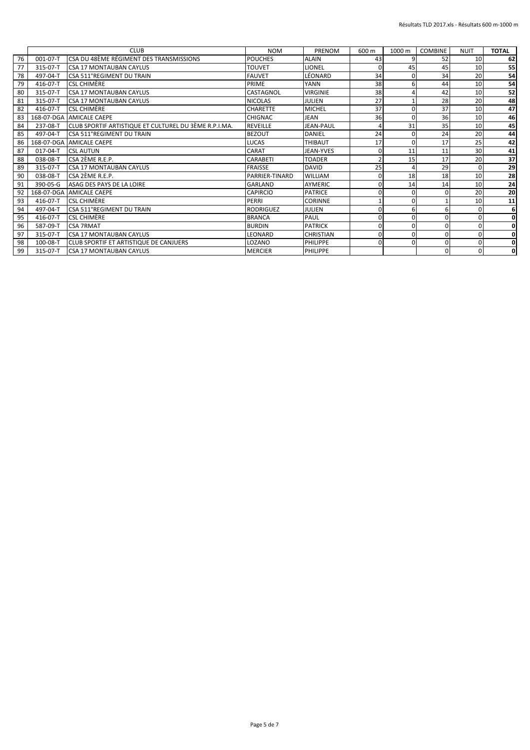| | | CLUB | NOM | PRENOM | 600 m | 1000 m | COMBINE | NUIT | TOTAL |
|---|---|---|---|---|---|---|---|---|---|
| 76 | 001-07-T | CSA DU 48ÈME RÉGIMENT DES TRANSMISSIONS | POUCHES | ALAIN | 43 | 9 | 52 | 10 | **62** |
| 77 | 315-07-T | CSA 17 MONTAUBAN CAYLUS | TOUVET | LIONEL | 0 | 45 | 45 | 10 | **55** |
| 78 | 497-04-T | CSA 511°REGIMENT DU TRAIN | FAUVET | LÉONARD | 34 | 0 | 34 | 20 | **54** |
| 79 | 416-07-T | CSL CHIMÈRE | PRIME | YANN | 38 | 6 | 44 | 10 | **54** |
| 80 | 315-07-T | CSA 17 MONTAUBAN CAYLUS | CASTAGNOL | VIRGINIE | 38 | 4 | 42 | 10 | **52** |
| 81 | 315-07-T | CSA 17 MONTAUBAN CAYLUS | NICOLAS | JULIEN | 27 | 1 | 28 | 20 | **48** |
| 82 | 416-07-T | CSL CHIMÈRE | CHARETTE | MICHEL | 37 | 0 | 37 | 10 | **47** |
| 83 | 168-07-DGA | AMICALE CAEPE | CHIGNAC | JEAN | 36 | 0 | 36 | 10 | **46** |
| 84 | 237-08-T | CLUB SPORTIF ARTISTIQUE ET CULTUREL DU 3ÈME R.P.I.MA. | REVEILLE | JEAN-PAUL | 4 | 31 | 35 | 10 | **45** |
| 85 | 497-04-T | CSA 511°REGIMENT DU TRAIN | BEZOUT | DANIEL | 24 | 0 | 24 | 20 | **44** |
| 86 | 168-07-DGA | AMICALE CAEPE | LUCAS | THIBAUT | 17 | 0 | 17 | 25 | **42** |
| 87 | 017-04-T | CSL AUTUN | CARAT | JEAN-YVES | 0 | 11 | 11 | 30 | **41** |
| 88 | 038-08-T | CSA 2ÈME R.E.P. | CARABETI | TOADER | 2 | 15 | 17 | 20 | **37** |
| 89 | 315-07-T | CSA 17 MONTAUBAN CAYLUS | FRAISSE | DAVID | 25 | 4 | 29 | 0 | **29** |
| 90 | 038-08-T | CSA 2ÈME R.E.P. | PARRIER-TINARD | WILLIAM | 0 | 18 | 18 | 10 | **28** |
| 91 | 390-05-G | ASAG DES PAYS DE LA LOIRE | GARLAND | AYMERIC | 0 | 14 | 14 | 10 | **24** |
| 92 | 168-07-DGA | AMICALE CAEPE | CAPIRCIO | PATRICE | 0 | 0 | 0 | 20 | **20** |
| 93 | 416-07-T | CSL CHIMÈRE | PERRI | CORINNE | 1 | 0 | 1 | 10 | **11** |
| 94 | 497-04-T | CSA 511°REGIMENT DU TRAIN | RODRIGUEZ | JULIEN | 0 | 6 | 6 | 0 | **6** |
| 95 | 416-07-T | CSL CHIMÈRE | BRANCA | PAUL | 0 | 0 | 0 | 0 | **0** |
| 96 | 587-09-T | CSA 7RMAT | BURDIN | PATRICK | 0 | 0 | 0 | 0 | **0** |
| 97 | 315-07-T | CSA 17 MONTAUBAN CAYLUS | LEONARD | CHRISTIAN | 0 | 0 | 0 | 0 | **0** |
| 98 | 100-08-T | CLUB SPORTIF ET ARTISTIQUE DE CANJUERS | LOZANO | PHILIPPE | 0 | 0 | 0 | 0 | **0** |
| 99 | 315-07-T | CSA 17 MONTAUBAN CAYLUS | MERCIER | PHILIPPE | | | 0 | 0 | **0** |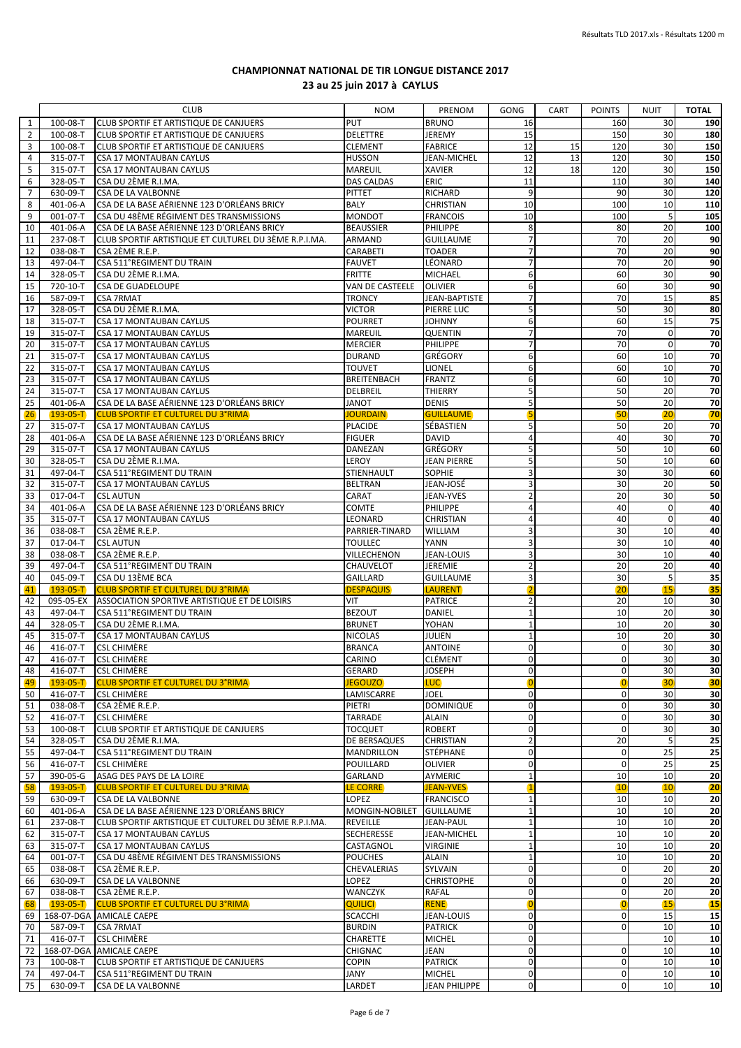## CHAMPIONNAT NATIONAL DE TIR LONGUE DISTANCE 2017

### 23 au 25 juin 2017 à CAYLUS

| | | CLUB | NOM | PRENOM | GONG | CART | POINTS | NUIT | TOTAL |
|---|---|---|---|---|---|---|---|---|---|
| 1 | 100-08-T | CLUB SPORTIF ET ARTISTIQUE DE CANJUERS | PUT | BRUNO | 16 | | 160 | 30 | **190** |
| 2 | 100-08-T | CLUB SPORTIF ET ARTISTIQUE DE CANJUERS | DELETTRE | JEREMY | 15 | | 150 | 30 | **180** |
| 3 | 100-08-T | CLUB SPORTIF ET ARTISTIQUE DE CANJUERS | CLEMENT | FABRICE | 12 | 15 | 120 | 30 | **150** |
| 4 | 315-07-T | CSA 17 MONTAUBAN CAYLUS | HUSSON | JEAN-MICHEL | 12 | 13 | 120 | 30 | **150** |
| 5 | 315-07-T | CSA 17 MONTAUBAN CAYLUS | MAREUIL | XAVIER | 12 | 18 | 120 | 30 | **150** |
| 6 | 328-05-T | CSA DU 2ÈME R.I.MA. | DAS CALDAS | ERIC | 11 | | 110 | 30 | **140** |
| 7 | 630-09-T | CSA DE LA VALBONNE | PITTET | RICHARD | 9 | | 90 | 30 | **120** |
| 8 | 401-06-A | CSA DE LA BASE AÉRIENNE 123 D'ORLÉANS BRICY | BALY | CHRISTIAN | 10 | | 100 | 10 | **110** |
| 9 | 001-07-T | CSA DU 48ÈME RÉGIMENT DES TRANSMISSIONS | MONDOT | FRANCOIS | 10 | | 100 | 5 | **105** |
| 10 | 401-06-A | CSA DE LA BASE AÉRIENNE 123 D'ORLÉANS BRICY | BEAUSSIER | PHILIPPE | 8 | | 80 | 20 | **100** |
| 11 | 237-08-T | CLUB SPORTIF ARTISTIQUE ET CULTUREL DU 3ÈME R.P.I.MA. | ARMAND | GUILLAUME | 7 | | 70 | 20 | **90** |
| 12 | 038-08-T | CSA 2ÈME R.E.P. | CARABETI | TOADER | 7 | | 70 | 20 | **90** |
| 13 | 497-04-T | CSA 511°REGIMENT DU TRAIN | FAUVET | LÉONARD | 7 | | 70 | 20 | **90** |
| 14 | 328-05-T | CSA DU 2ÈME R.I.MA. | FRITTE | MICHAEL | 6 | | 60 | 30 | **90** |
| 15 | 720-10-T | CSA DE GUADELOUPE | VAN DE CASTEELE | OLIVIER | 6 | | 60 | 30 | **90** |
| 16 | 587-09-T | CSA 7RMAT | TRONCY | JEAN-BAPTISTE | 7 | | 70 | 15 | **85** |
| 17 | 328-05-T | CSA DU 2ÈME R.I.MA. | VICTOR | PIERRE LUC | 5 | | 50 | 30 | **80** |
| 18 | 315-07-T | CSA 17 MONTAUBAN CAYLUS | POURRET | JOHNNY | 6 | | 60 | 15 | **75** |
| 19 | 315-07-T | CSA 17 MONTAUBAN CAYLUS | MAREUIL | QUENTIN | 7 | | 70 | 0 | **70** |
| 20 | 315-07-T | CSA 17 MONTAUBAN CAYLUS | MERCIER | PHILIPPE | 7 | | 70 | 0 | **70** |
| 21 | 315-07-T | CSA 17 MONTAUBAN CAYLUS | DURAND | GRÉGORY | 6 | | 60 | 10 | **70** |
| 22 | 315-07-T | CSA 17 MONTAUBAN CAYLUS | TOUVET | LIONEL | 6 | | 60 | 10 | **70** |
| 23 | 315-07-T | CSA 17 MONTAUBAN CAYLUS | BREITENBACH | FRANTZ | 6 | | 60 | 10 | **70** |
| 24 | 315-07-T | CSA 17 MONTAUBAN CAYLUS | DELBREIL | THIERRY | 5 | | 50 | 20 | **70** |
| 25 | 401-06-A | CSA DE LA BASE AÉRIENNE 123 D'ORLÉANS BRICY | JANOT | DENIS | 5 | | 50 | 20 | **70** |
| 26 | 193-05-T | CLUB SPORTIF ET CULTUREL DU 3°RIMA | JOURDAIN | GUILLAUME | 5 | | 50 | 20 | **70** |
| 27 | 315-07-T | CSA 17 MONTAUBAN CAYLUS | PLACIDE | SÉBASTIEN | 5 | | 50 | 20 | **70** |
| 28 | 401-06-A | CSA DE LA BASE AÉRIENNE 123 D'ORLÉANS BRICY | FIGUER | DAVID | 4 | | 40 | 30 | **70** |
| 29 | 315-07-T | CSA 17 MONTAUBAN CAYLUS | DANEZAN | GRÉGORY | 5 | | 50 | 10 | **60** |
| 30 | 328-05-T | CSA DU 2ÈME R.I.MA. | LEROY | JEAN PIERRE | 5 | | 50 | 10 | **60** |
| 31 | 497-04-T | CSA 511°REGIMENT DU TRAIN | STIENHAULT | SOPHIE | 3 | | 30 | 30 | **60** |
| 32 | 315-07-T | CSA 17 MONTAUBAN CAYLUS | BELTRAN | JEAN-JOSÉ | 3 | | 30 | 20 | **50** |
| 33 | 017-04-T | CSL AUTUN | CARAT | JEAN-YVES | 2 | | 20 | 30 | **50** |
| 34 | 401-06-A | CSA DE LA BASE AÉRIENNE 123 D'ORLÉANS BRICY | COMTE | PHILIPPE | 4 | | 40 | 0 | **40** |
| 35 | 315-07-T | CSA 17 MONTAUBAN CAYLUS | LEONARD | CHRISTIAN | 4 | | 40 | 0 | **40** |
| 36 | 038-08-T | CSA 2ÈME R.E.P. | PARRIER-TINARD | WILLIAM | 3 | | 30 | 10 | **40** |
| 37 | 017-04-T | CSL AUTUN | TOULLEC | YANN | 3 | | 30 | 10 | **40** |
| 38 | 038-08-T | CSA 2ÈME R.E.P. | VILLECHENON | JEAN-LOUIS | 3 | | 30 | 10 | **40** |
| 39 | 497-04-T | CSA 511°REGIMENT DU TRAIN | CHAUVELOT | JEREMIE | 2 | | 20 | 20 | **40** |
| 40 | 045-09-T | CSA DU 13ÈME BCA | GAILLARD | GUILLAUME | 3 | | 30 | 5 | **35** |
| 41 | 193-05-T | CLUB SPORTIF ET CULTUREL DU 3°RIMA | DESPAQUIS | LAURENT | 2 | | 20 | 15 | **35** |
| 42 | 095-05-EX | ASSOCIATION SPORTIVE ARTISTIQUE ET DE LOISIRS | VIT | PATRICE | 2 | | 20 | 10 | **30** |
| 43 | 497-04-T | CSA 511°REGIMENT DU TRAIN | BEZOUT | DANIEL | 1 | | 10 | 20 | **30** |
| 44 | 328-05-T | CSA DU 2ÈME R.I.MA. | BRUNET | YOHAN | 1 | | 10 | 20 | **30** |
| 45 | 315-07-T | CSA 17 MONTAUBAN CAYLUS | NICOLAS | JULIEN | 1 | | 10 | 20 | **30** |
| 46 | 416-07-T | CSL CHIMÈRE | BRANCA | ANTOINE | 0 | | 0 | 30 | **30** |
| 47 | 416-07-T | CSL CHIMÈRE | CARINO | CLÉMENT | 0 | | 0 | 30 | **30** |
| 48 | 416-07-T | CSL CHIMÈRE | GERARD | JOSEPH | 0 | | 0 | 30 | **30** |
| 49 | 193-05-T | CLUB SPORTIF ET CULTUREL DU 3°RIMA | JEGOUZO | LUC | 0 | | 0 | 30 | **30** |
| 50 | 416-07-T | CSL CHIMÈRE | LAMISCARRE | JOEL | 0 | | 0 | 30 | **30** |
| 51 | 038-08-T | CSA 2ÈME R.E.P. | PIETRI | DOMINIQUE | 0 | | 0 | 30 | **30** |
| 52 | 416-07-T | CSL CHIMÈRE | TARRADE | ALAIN | 0 | | 0 | 30 | **30** |
| 53 | 100-08-T | CLUB SPORTIF ET ARTISTIQUE DE CANJUERS | TOCQUET | ROBERT | 0 | | 0 | 30 | **30** |
| 54 | 328-05-T | CSA DU 2ÈME R.I.MA. | DE BERSAQUES | CHRISTIAN | 2 | | 20 | 5 | **25** |
| 55 | 497-04-T | CSA 511°REGIMENT DU TRAIN | MANDRILLON | STÉPHANE | 0 | | 0 | 25 | **25** |
| 56 | 416-07-T | CSL CHIMÈRE | POUILLARD | OLIVIER | 0 | | 0 | 25 | **25** |
| 57 | 390-05-G | ASAG DES PAYS DE LA LOIRE | GARLAND | AYMERIC | 1 | | 10 | 10 | **20** |
| 58 | 193-05-T | CLUB SPORTIF ET CULTUREL DU 3°RIMA | LE CORRE | JEAN-YVES | 1 | | 10 | 10 | **20** |
| 59 | 630-09-T | CSA DE LA VALBONNE | LOPEZ | FRANCISCO | 1 | | 10 | 10 | **20** |
| 60 | 401-06-A | CSA DE LA BASE AÉRIENNE 123 D'ORLÉANS BRICY | MONGIN-NOBILET | GUILLAUME | 1 | | 10 | 10 | **20** |
| 61 | 237-08-T | CLUB SPORTIF ARTISTIQUE ET CULTUREL DU 3ÈME R.P.I.MA. | REVEILLE | JEAN-PAUL | 1 | | 10 | 10 | **20** |
| 62 | 315-07-T | CSA 17 MONTAUBAN CAYLUS | SECHERESSE | JEAN-MICHEL | 1 | | 10 | 10 | **20** |
| 63 | 315-07-T | CSA 17 MONTAUBAN CAYLUS | CASTAGNOL | VIRGINIE | 1 | | 10 | 10 | **20** |
| 64 | 001-07-T | CSA DU 48ÈME RÉGIMENT DES TRANSMISSIONS | POUCHES | ALAIN | 1 | | 10 | 10 | **20** |
| 65 | 038-08-T | CSA 2ÈME R.E.P. | CHEVALERIAS | SYLVAIN | 0 | | 0 | 20 | **20** |
| 66 | 630-09-T | CSA DE LA VALBONNE | LOPEZ | CHRISTOPHE | 0 | | 0 | 20 | **20** |
| 67 | 038-08-T | CSA 2ÈME R.E.P. | WANCZYK | RAFAL | 0 | | 0 | 20 | **20** |
| 68 | 193-05-T | CLUB SPORTIF ET CULTUREL DU 3°RIMA | QUILICI | RENE | 0 | | 0 | 15 | **15** |
| 69 | 168-07-DGA | AMICALE CAEPE | SCACCHI | JEAN-LOUIS | 0 | | 0 | 15 | **15** |
| 70 | 587-09-T | CSA 7RMAT | BURDIN | PATRICK | 0 | | 0 | 10 | **10** |
| 71 | 416-07-T | CSL CHIMÈRE | CHARETTE | MICHEL | 0 | | | 10 | **10** |
| 72 | 168-07-DGA | AMICALE CAEPE | CHIGNAC | JEAN | 0 | | 0 | 10 | **10** |
| 73 | 100-08-T | CLUB SPORTIF ET ARTISTIQUE DE CANJUERS | COPIN | PATRICK | 0 | | 0 | 10 | **10** |
| 74 | 497-04-T | CSA 511°REGIMENT DU TRAIN | JANY | MICHEL | 0 | | 0 | 10 | **10** |
| 75 | 630-09-T | CSA DE LA VALBONNE | LARDET | JEAN PHILIPPE | 0 | | 0 | 10 | **10** |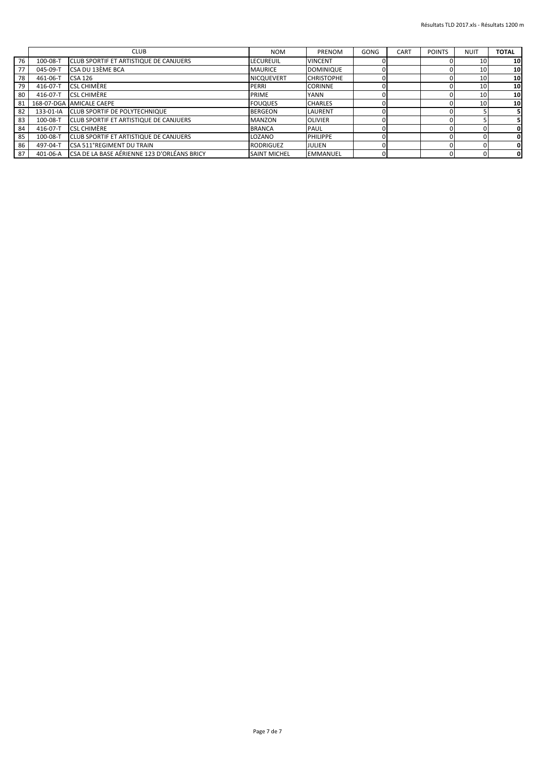| | CLUB | | NOM | PRENOM | GONG | CART | POINTS | NUIT | TOTAL |
|---|---|---|---|---|---|---|---|---|---|
| 76 | 100-08-T | CLUB SPORTIF ET ARTISTIQUE DE CANJUERS | LECUREUIL | VINCENT | 0 | | 0 | 10 | **10** |
| 77 | 045-09-T | CSA DU 13ÈME BCA | MAURICE | DOMINIQUE | 0 | | 0 | 10 | **10** |
| 78 | 461-06-T | CSA 126 | NICQUEVERT | CHRISTOPHE | 0 | | 0 | 10 | **10** |
| 79 | 416-07-T | CSL CHIMÈRE | PERRI | CORINNE | 0 | | 0 | 10 | **10** |
| 80 | 416-07-T | CSL CHIMÈRE | PRIME | YANN | 0 | | 0 | 10 | **10** |
| 81 | 168-07-DGA | AMICALE CAEPE | FOUQUES | CHARLES | 0 | | 0 | 10 | **10** |
| 82 | 133-01-IA | CLUB SPORTIF DE POLYTECHNIQUE | BERGEON | LAURENT | 0 | | 0 | 5 | **5** |
| 83 | 100-08-T | CLUB SPORTIF ET ARTISTIQUE DE CANJUERS | MANZON | OLIVIER | 0 | | 0 | 5 | **5** |
| 84 | 416-07-T | CSL CHIMÈRE | BRANCA | PAUL | 0 | | 0 | 0 | **0** |
| 85 | 100-08-T | CLUB SPORTIF ET ARTISTIQUE DE CANJUERS | LOZANO | PHILIPPE | 0 | | 0 | 0 | **0** |
| 86 | 497-04-T | CSA 511°REGIMENT DU TRAIN | RODRIGUEZ | JULIEN | 0 | | 0 | 0 | **0** |
| 87 | 401-06-A | CSA DE LA BASE AÉRIENNE 123 D'ORLÉANS BRICY | SAINT MICHEL | EMMANUEL | 0 | | 0 | 0 | **0** |